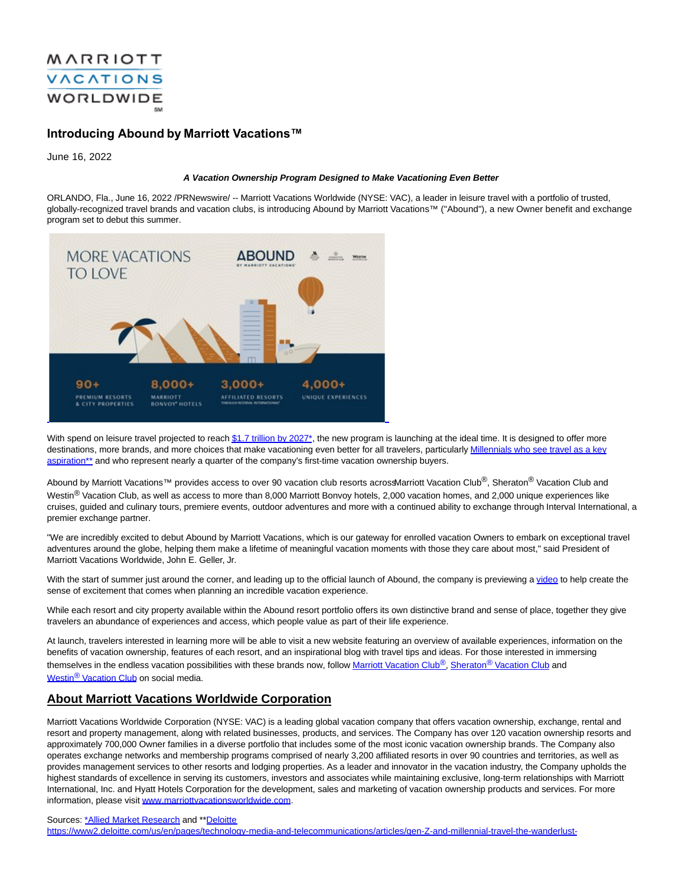# Introducing Abound by Marriott Vacations™

June 16, 2022

***A Vacation Ownership Program Designed to Make Vacationing Even Better***

ORLANDO, Fla., June 16, 2022 /PRNewswire/ -- Marriott Vacations Worldwide (NYSE: VAC), a leader in leisure travel with a portfolio of trusted, globally-recognized travel brands and vacation clubs, is introducing Abound by Marriott Vacations™ ("Abound"), a new Owner benefit and exchange program set to debut this summer.

MORE VACATIONS TO LOVE

ABOUND BY MARRIOTT VACATIONS

90+ PREMIUM RESORTS & CITY PROPERTIES

8,000+ MARRIOTT BONVOY HOTELS

3,000+ AFFILIATED RESORTS THROUGH INTERVAL INTERNATIONAL

4,000+ UNIQUE EXPERIENCES

With spend on leisure travel projected to reach $1.7 trillion by 2027*, the new program is launching at the ideal time. It is designed to offer more destinations, more brands, and more choices that make vacationing even better for all travelers, particularly Millennials who see travel as a key aspiration** and who represent nearly a quarter of the company's first-time vacation ownership buyers.

Abound by Marriott Vacations™ provides access to over 90 vacation club resorts across Marriott Vacation Club®, Sheraton® Vacation Club and Westin® Vacation Club, as well as access to more than 8,000 Marriott Bonvoy hotels, 2,000 vacation homes, and 2,000 unique experiences like cruises, guided and culinary tours, premiere events, outdoor adventures and more with a continued ability to exchange through Interval International, a premier exchange partner.

"We are incredibly excited to debut Abound by Marriott Vacations, which is our gateway for enrolled vacation Owners to embark on exceptional travel adventures around the globe, helping them make a lifetime of meaningful vacation moments with those they care about most," said President of Marriott Vacations Worldwide, John E. Geller, Jr.

With the start of summer just around the corner, and leading up to the official launch of Abound, the company is previewing a video to help create the sense of excitement that comes when planning an incredible vacation experience.

While each resort and city property available within the Abound resort portfolio offers its own distinctive brand and sense of place, together they give travelers an abundance of experiences and access, which people value as part of their life experience.

At launch, travelers interested in learning more will be able to visit a new website featuring an overview of available experiences, information on the benefits of vacation ownership, features of each resort, and an inspirational blog with travel tips and ideas. For those interested in immersing themselves in the endless vacation possibilities with these brands now, follow Marriott Vacation Club®, Sheraton® Vacation Club and Westin® Vacation Club on social media.

## About Marriott Vacations Worldwide Corporation

Marriott Vacations Worldwide Corporation (NYSE: VAC) is a leading global vacation company that offers vacation ownership, exchange, rental and resort and property management, along with related businesses, products, and services. The Company has over 120 vacation ownership resorts and approximately 700,000 Owner families in a diverse portfolio that includes some of the most iconic vacation ownership brands. The Company also operates exchange networks and membership programs comprised of nearly 3,200 affiliated resorts in over 90 countries and territories, as well as provides management services to other resorts and lodging properties. As a leader and innovator in the vacation industry, the Company upholds the highest standards of excellence in serving its customers, investors and associates while maintaining exclusive, long-term relationships with Marriott International, Inc. and Hyatt Hotels Corporation for the development, sales and marketing of vacation ownership products and services. For more information, please visit www.marriottvacationsworldwide.com.

Sources: *Allied Market Research and **Deloitte https://www2.deloitte.com/us/en/pages/technology-media-and-telecommunications/articles/gen-Z-and-millennial-travel-the-wanderlust-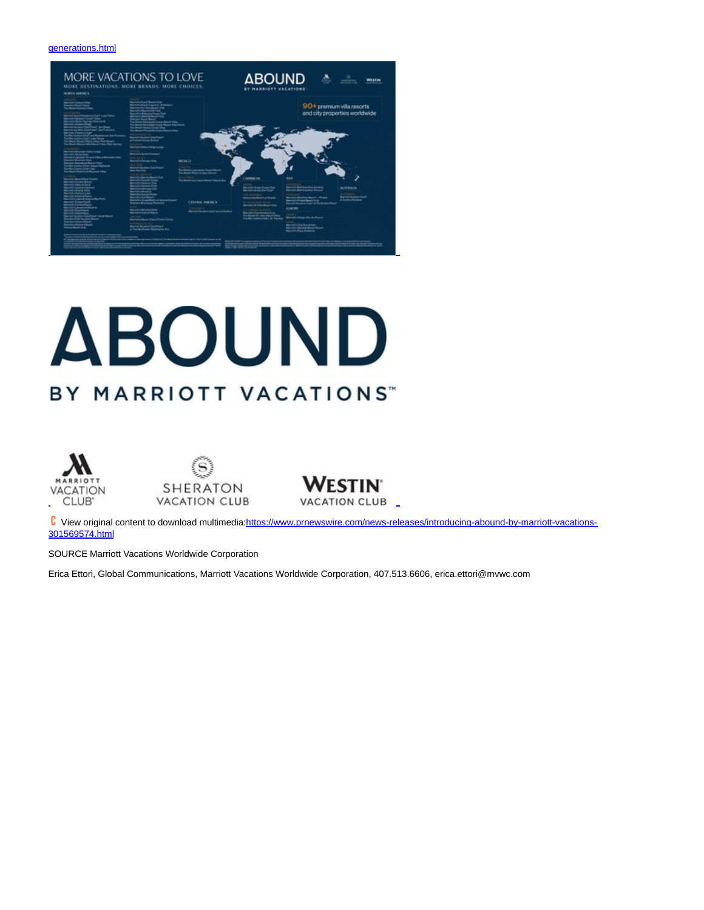generations.html

View original content to download multimedia:https://www.prnewswire.com/news-releases/introducing-abound-by-marriott-vacations-301569574.html

SOURCE Marriott Vacations Worldwide Corporation

Erica Ettori, Global Communications, Marriott Vacations Worldwide Corporation, 407.513.6606, erica.ettori@mvwc.com